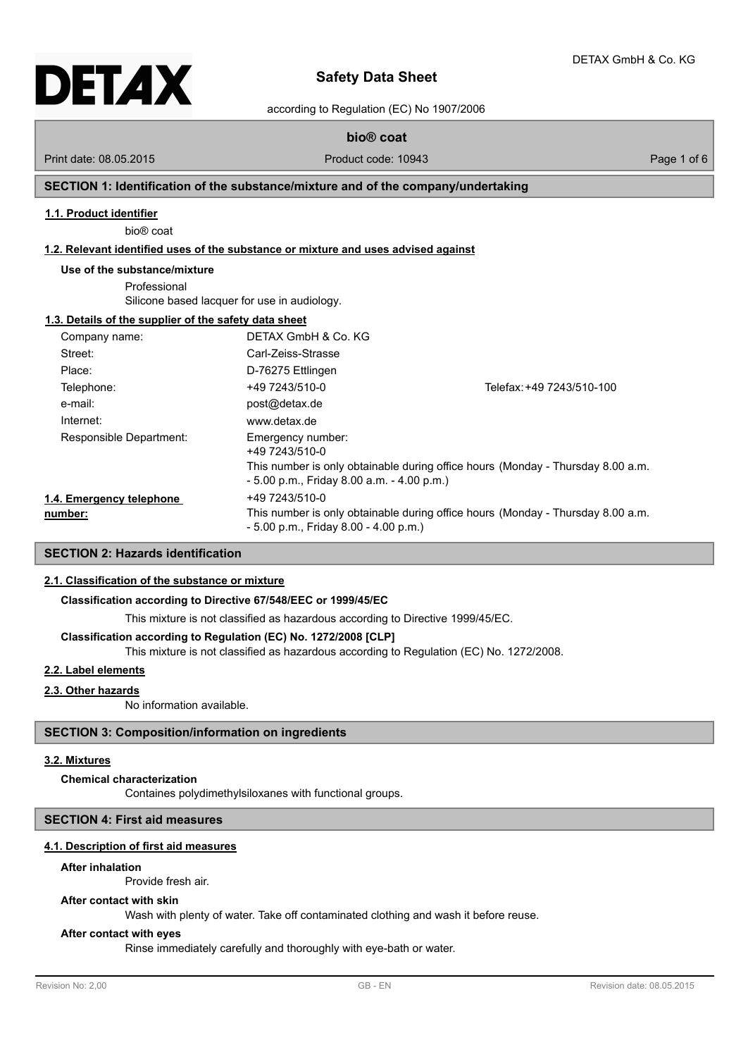# Safety Data Sheet

according to Regulation (EC) No 1907/2006

## bio® coat

Print date: 08.05.2015 | Product code: 10943

## SECTION 1: Identification of the substance/mixture and of the company/undertaking

### 1.1. Product identifier

bio® coat

### 1.2. Relevant identified uses of the substance or mixture and uses advised against

**Use of the substance/mixture**

Professional
Silicone based lacquer for use in audiology.

### 1.3. Details of the supplier of the safety data sheet

| | | |
|---|---|---|
| Company name: | DETAX GmbH & Co. KG | |
| Street: | Carl-Zeiss-Strasse | |
| Place: | D-76275 Ettlingen | |
| Telephone: | +49 7243/510-0 | Telefax: +49 7243/510-100 |
| e-mail: | post@detax.de | |
| Internet: | www.detax.de | |
| Responsible Department: | Emergency number: +49 7243/510-0 This number is only obtainable during office hours (Monday - Thursday 8.00 a.m. - 5.00 p.m., Friday 8.00 a.m. - 4.00 p.m.) | |

### 1.4. Emergency telephone number:

+49 7243/510-0
This number is only obtainable during office hours (Monday - Thursday 8.00 a.m. - 5.00 p.m., Friday 8.00 - 4.00 p.m.)

## SECTION 2: Hazards identification

### 2.1. Classification of the substance or mixture

**Classification according to Directive 67/548/EEC or 1999/45/EC**

This mixture is not classified as hazardous according to Directive 1999/45/EC.

**Classification according to Regulation (EC) No. 1272/2008 [CLP]**

This mixture is not classified as hazardous according to Regulation (EC) No. 1272/2008.

### 2.2. Label elements

### 2.3. Other hazards

No information available.

## SECTION 3: Composition/information on ingredients

### 3.2. Mixtures

**Chemical characterization**

Containes polydimethylsiloxanes with functional groups.

## SECTION 4: First aid measures

### 4.1. Description of first aid measures

**After inhalation**

Provide fresh air.

**After contact with skin**

Wash with plenty of water. Take off contaminated clothing and wash it before reuse.

**After contact with eyes**

Rinse immediately carefully and thoroughly with eye-bath or water.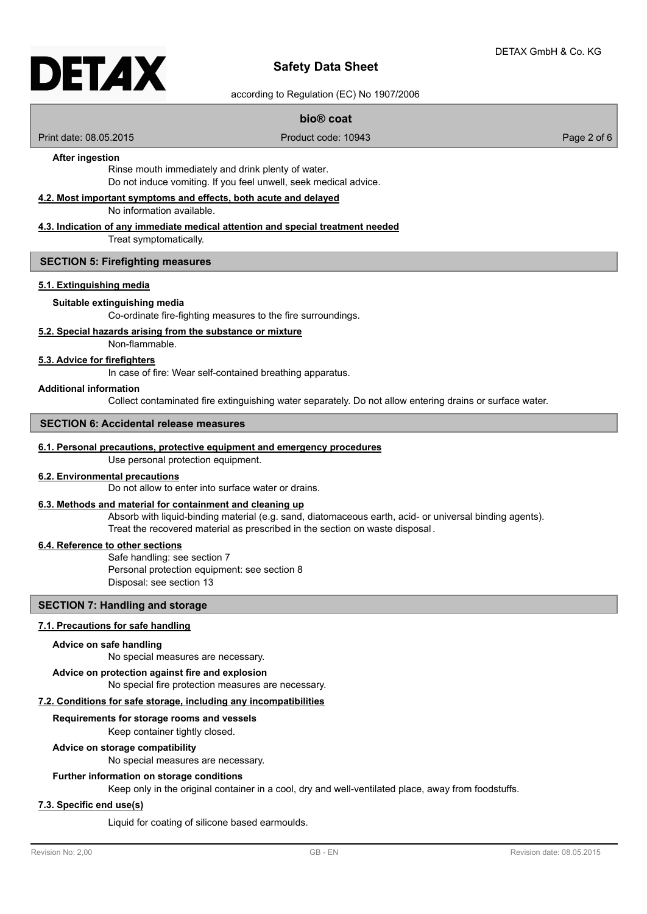**After ingestion**

Rinse mouth immediately and drink plenty of water.
Do not induce vomiting. If you feel unwell, seek medical advice.

### 4.2. Most important symptoms and effects, both acute and delayed

No information available.

### 4.3. Indication of any immediate medical attention and special treatment needed

Treat symptomatically.

## SECTION 5: Firefighting measures

### 5.1. Extinguishing media

**Suitable extinguishing media**

Co-ordinate fire-fighting measures to the fire surroundings.

### 5.2. Special hazards arising from the substance or mixture

Non-flammable.

### 5.3. Advice for firefighters

In case of fire: Wear self-contained breathing apparatus.

**Additional information**

Collect contaminated fire extinguishing water separately. Do not allow entering drains or surface water.

## SECTION 6: Accidental release measures

### 6.1. Personal precautions, protective equipment and emergency procedures

Use personal protection equipment.

### 6.2. Environmental precautions

Do not allow to enter into surface water or drains.

### 6.3. Methods and material for containment and cleaning up

Absorb with liquid-binding material (e.g. sand, diatomaceous earth, acid- or universal binding agents).
Treat the recovered material as prescribed in the section on waste disposal.

### 6.4. Reference to other sections

Safe handling: see section 7
Personal protection equipment: see section 8
Disposal: see section 13

## SECTION 7: Handling and storage

### 7.1. Precautions for safe handling

**Advice on safe handling**

No special measures are necessary.

**Advice on protection against fire and explosion**

No special fire protection measures are necessary.

### 7.2. Conditions for safe storage, including any incompatibilities

**Requirements for storage rooms and vessels**

Keep container tightly closed.

**Advice on storage compatibility**

No special measures are necessary.

**Further information on storage conditions**

Keep only in the original container in a cool, dry and well-ventilated place, away from foodstuffs.

### 7.3. Specific end use(s)

Liquid for coating of silicone based earmoulds.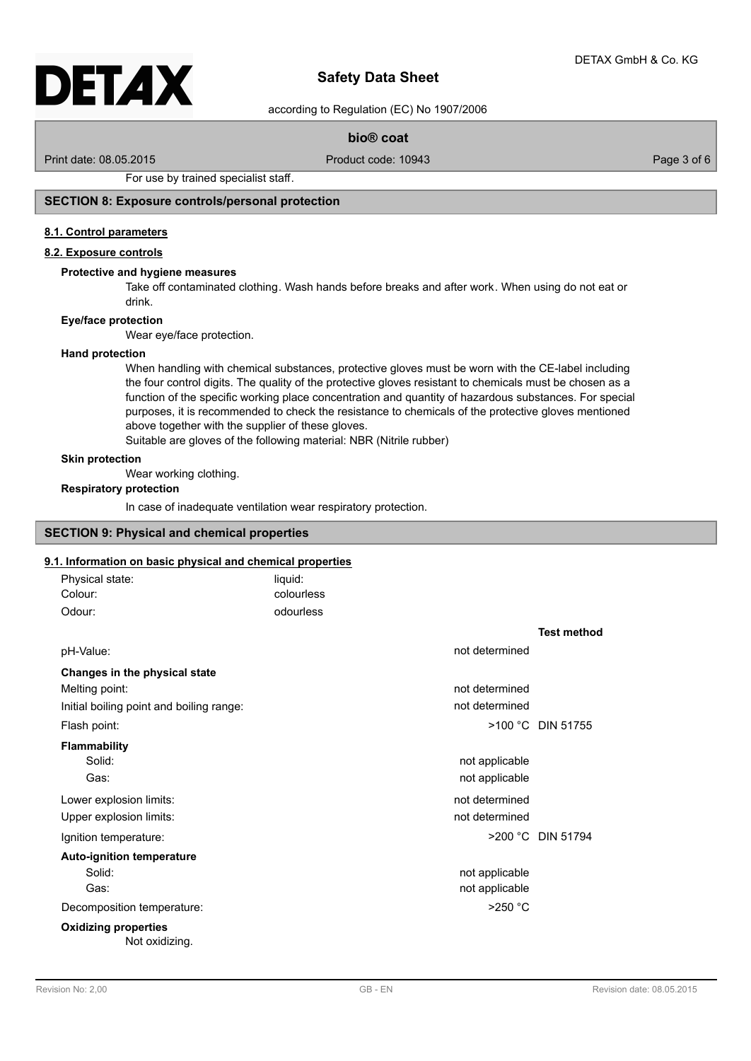For use by trained specialist staff.

## SECTION 8: Exposure controls/personal protection

### 8.1. Control parameters

### 8.2. Exposure controls

**Protective and hygiene measures**

Take off contaminated clothing. Wash hands before breaks and after work. When using do not eat or drink.

**Eye/face protection**

Wear eye/face protection.

**Hand protection**

When handling with chemical substances, protective gloves must be worn with the CE-label including the four control digits. The quality of the protective gloves resistant to chemicals must be chosen as a function of the specific working place concentration and quantity of hazardous substances. For special purposes, it is recommended to check the resistance to chemicals of the protective gloves mentioned above together with the supplier of these gloves.

Suitable are gloves of the following material: NBR (Nitrile rubber)

**Skin protection**

Wear working clothing.

**Respiratory protection**

In case of inadequate ventilation wear respiratory protection.

## SECTION 9: Physical and chemical properties

### 9.1. Information on basic physical and chemical properties

Physical state: liquid:
Colour: colourless
Odour: odourless

| | | Test method |
|---|---|---|
| pH-Value: | not determined | |
| **Changes in the physical state** | | |
| Melting point: | not determined | |
| Initial boiling point and boiling range: | not determined | |
| Flash point: | >100 °C | DIN 51755 |
| **Flammability** | | |
| Solid: | not applicable | |
| Gas: | not applicable | |
| Lower explosion limits: | not determined | |
| Upper explosion limits: | not determined | |
| Ignition temperature: | >200 °C | DIN 51794 |
| **Auto-ignition temperature** | | |
| Solid: | not applicable | |
| Gas: | not applicable | |
| Decomposition temperature: | >250 °C | |

**Oxidizing properties**

Not oxidizing.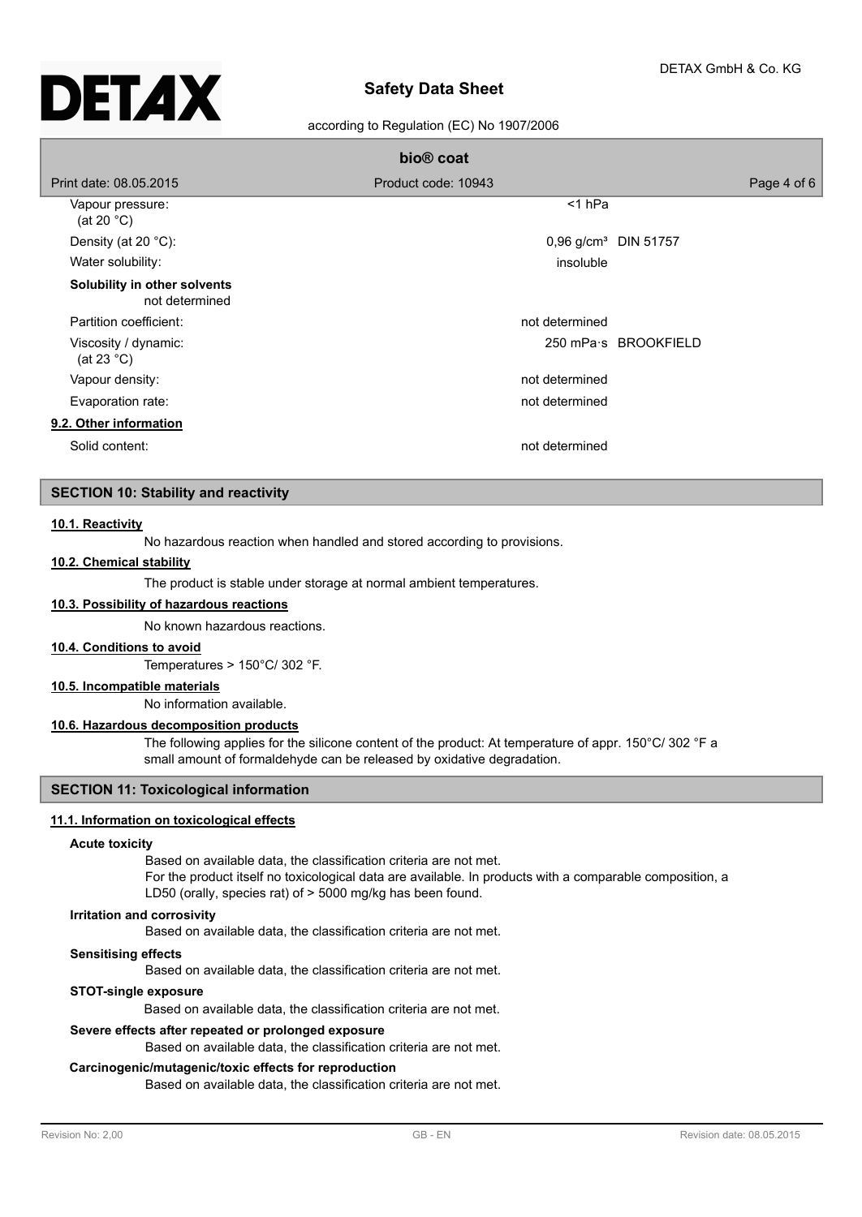| | | |
|---|---|---|
| Vapour pressure: (at 20 °C) | <1 hPa | |
| Density (at 20 °C): | 0,96 g/cm³ | DIN 51757 |
| Water solubility: | insoluble | |

**Solubility in other solvents**

not determined

| | | |
|---|---|---|
| Partition coefficient: | not determined | |
| Viscosity / dynamic: (at 23 °C) | 250 mPa·s | BROOKFIELD |
| Vapour density: | not determined | |
| Evaporation rate: | not determined | |

**9.2. Other information**

| | |
|---|---|
| Solid content: | not determined |

## SECTION 10: Stability and reactivity

**10.1. Reactivity**

No hazardous reaction when handled and stored according to provisions.

**10.2. Chemical stability**

The product is stable under storage at normal ambient temperatures.

**10.3. Possibility of hazardous reactions**

No known hazardous reactions.

**10.4. Conditions to avoid**

Temperatures > 150°C/ 302 °F.

**10.5. Incompatible materials**

No information available.

**10.6. Hazardous decomposition products**

The following applies for the silicone content of the product: At temperature of appr. 150°C/ 302 °F a small amount of formaldehyde can be released by oxidative degradation.

## SECTION 11: Toxicological information

**11.1. Information on toxicological effects**

**Acute toxicity**

Based on available data, the classification criteria are not met.
For the product itself no toxicological data are available. In products with a comparable composition, a LD50 (orally, species rat) of > 5000 mg/kg has been found.

**Irritation and corrosivity**

Based on available data, the classification criteria are not met.

**Sensitising effects**

Based on available data, the classification criteria are not met.

**STOT-single exposure**

Based on available data, the classification criteria are not met.

**Severe effects after repeated or prolonged exposure**

Based on available data, the classification criteria are not met.

**Carcinogenic/mutagenic/toxic effects for reproduction**

Based on available data, the classification criteria are not met.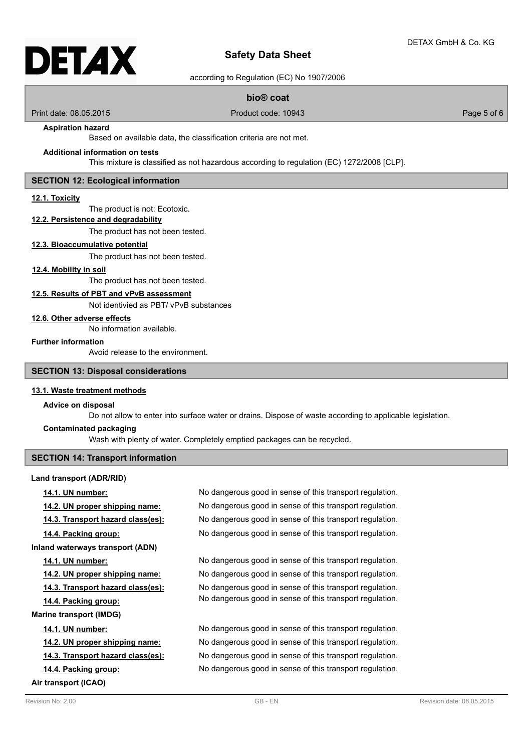#### Aspiration hazard

Based on available data, the classification criteria are not met.

#### Additional information on tests

This mixture is classified as not hazardous according to regulation (EC) 1272/2008 [CLP].

## SECTION 12: Ecological information

### 12.1. Toxicity

The product is not: Ecotoxic.

### 12.2. Persistence and degradability

The product has not been tested.

### 12.3. Bioaccumulative potential

The product has not been tested.

### 12.4. Mobility in soil

The product has not been tested.

### 12.5. Results of PBT and vPvB assessment

Not identivied as PBT/ vPvB substances

### 12.6. Other adverse effects

No information available.

#### Further information

Avoid release to the environment.

## SECTION 13: Disposal considerations

### 13.1. Waste treatment methods

#### Advice on disposal

Do not allow to enter into surface water or drains. Dispose of waste according to applicable legislation.

#### Contaminated packaging

Wash with plenty of water. Completely emptied packages can be recycled.

## SECTION 14: Transport information

#### Land transport (ADR/RID)

| | |
|---|---|
| **14.1. UN number:** | No dangerous good in sense of this transport regulation. |
| **14.2. UN proper shipping name:** | No dangerous good in sense of this transport regulation. |
| **14.3. Transport hazard class(es):** | No dangerous good in sense of this transport regulation. |
| **14.4. Packing group:** | No dangerous good in sense of this transport regulation. |

#### Inland waterways transport (ADN)

| | |
|---|---|
| **14.1. UN number:** | No dangerous good in sense of this transport regulation. |
| **14.2. UN proper shipping name:** | No dangerous good in sense of this transport regulation. |
| **14.3. Transport hazard class(es):** | No dangerous good in sense of this transport regulation. |
| **14.4. Packing group:** | No dangerous good in sense of this transport regulation. |

#### Marine transport (IMDG)

| | |
|---|---|
| **14.1. UN number:** | No dangerous good in sense of this transport regulation. |
| **14.2. UN proper shipping name:** | No dangerous good in sense of this transport regulation. |
| **14.3. Transport hazard class(es):** | No dangerous good in sense of this transport regulation. |
| **14.4. Packing group:** | No dangerous good in sense of this transport regulation. |

#### Air transport (ICAO)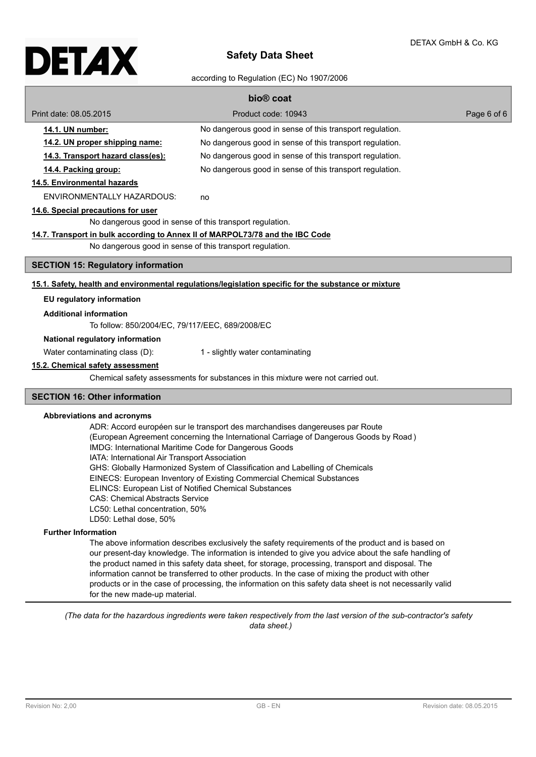**14.1. UN number:** No dangerous good in sense of this transport regulation.

**14.2. UN proper shipping name:** No dangerous good in sense of this transport regulation.

**14.3. Transport hazard class(es):** No dangerous good in sense of this transport regulation.

**14.4. Packing group:** No dangerous good in sense of this transport regulation.

**14.5. Environmental hazards**

ENVIRONMENTALLY HAZARDOUS: no

**14.6. Special precautions for user**

No dangerous good in sense of this transport regulation.

**14.7. Transport in bulk according to Annex II of MARPOL73/78 and the IBC Code**

No dangerous good in sense of this transport regulation.

## SECTION 15: Regulatory information

**15.1. Safety, health and environmental regulations/legislation specific for the substance or mixture**

**EU regulatory information**

**Additional information**

To follow: 850/2004/EC, 79/117/EEC, 689/2008/EC

**National regulatory information**

Water contaminating class (D): 1 - slightly water contaminating

**15.2. Chemical safety assessment**

Chemical safety assessments for substances in this mixture were not carried out.

## SECTION 16: Other information

**Abbreviations and acronyms**

ADR: Accord européen sur le transport des marchandises dangereuses par Route
(European Agreement concerning the International Carriage of Dangerous Goods by Road )
IMDG: International Maritime Code for Dangerous Goods
IATA: International Air Transport Association
GHS: Globally Harmonized System of Classification and Labelling of Chemicals
EINECS: European Inventory of Existing Commercial Chemical Substances
ELINCS: European List of Notified Chemical Substances
CAS: Chemical Abstracts Service
LC50: Lethal concentration, 50%
LD50: Lethal dose, 50%

**Further Information**

The above information describes exclusively the safety requirements of the product and is based on our present-day knowledge. The information is intended to give you advice about the safe handling of the product named in this safety data sheet, for storage, processing, transport and disposal. The information cannot be transferred to other products. In the case of mixing the product with other products or in the case of processing, the information on this safety data sheet is not necessarily valid for the new made-up material.

*(The data for the hazardous ingredients were taken respectively from the last version of the sub-contractor's safety data sheet.)*